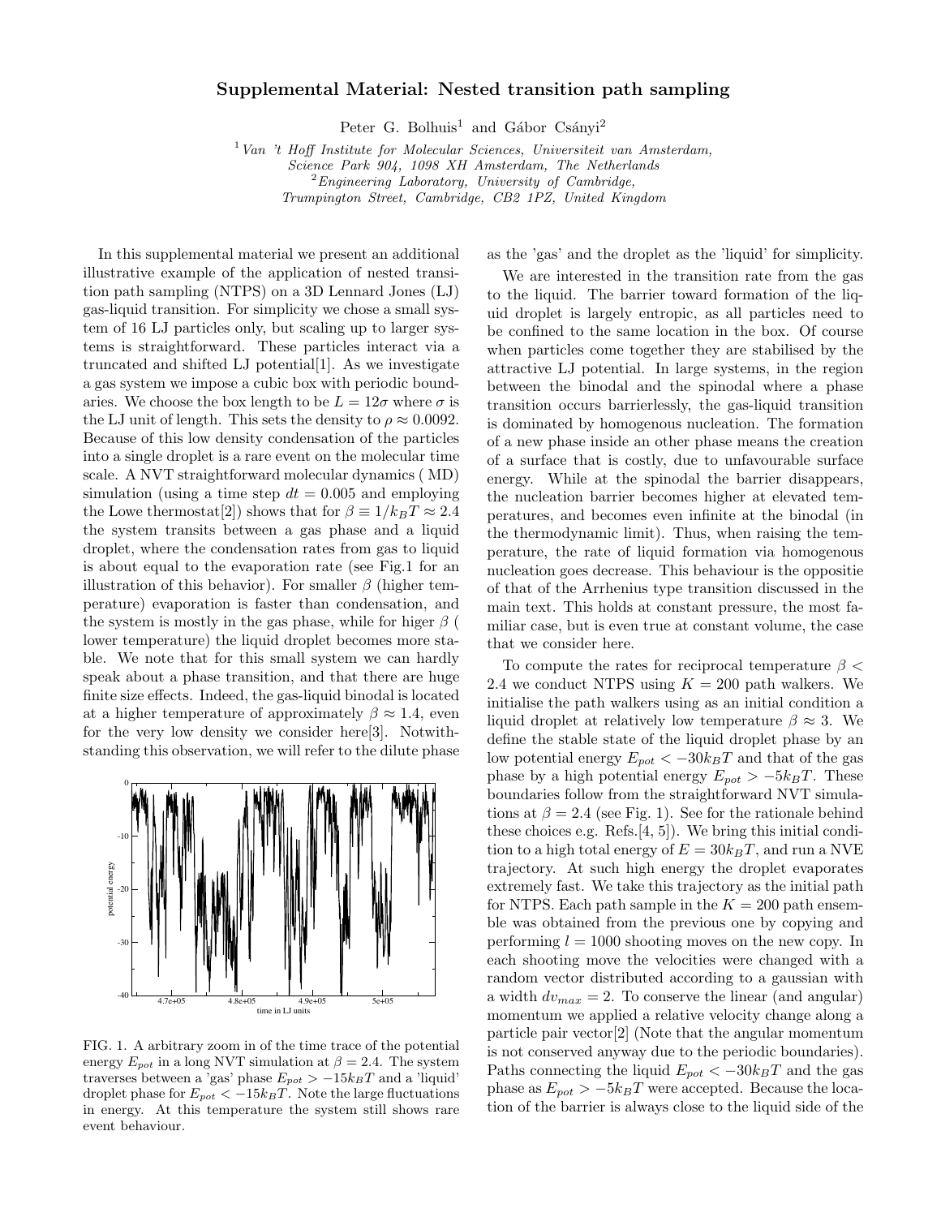# Supplemental Material: Nested transition path sampling

Peter G. Bolhuis[1] and Gábor Csányi[2]

[1] Van 't Hoff Institute for Molecular Sciences, Universiteit van Amsterdam, Science Park 904, 1098 XH Amsterdam, The Netherlands
[2] Engineering Laboratory, University of Cambridge, Trumpington Street, Cambridge, CB2 1PZ, United Kingdom

In this supplemental material we present an additional illustrative example of the application of nested transition path sampling (NTPS) on a 3D Lennard Jones (LJ) gas-liquid transition. For simplicity we chose a small system of 16 LJ particles only, but scaling up to larger systems is straightforward. These particles interact via a truncated and shifted LJ potential[1]. As we investigate a gas system we impose a cubic box with periodic boundaries. We choose the box length to be $L = 12\sigma$ where $\sigma$ is the LJ unit of length. This sets the density to $\rho \approx 0.0092$. Because of this low density condensation of the particles into a single droplet is a rare event on the molecular time scale. A NVT straightforward molecular dynamics ( MD) simulation (using a time step $dt = 0.005$ and employing the Lowe thermostat[2]) shows that for $\beta \equiv 1/k_BT \approx 2.4$ the system transits between a gas phase and a liquid droplet, where the condensation rates from gas to liquid is about equal to the evaporation rate (see Fig.1 for an illustration of this behavior). For smaller $\beta$ (higher temperature) evaporation is faster than condensation, and the system is mostly in the gas phase, while for higer $\beta$ ( lower temperature) the liquid droplet becomes more stable. We note that for this small system we can hardly speak about a phase transition, and that there are huge finite size effects. Indeed, the gas-liquid binodal is located at a higher temperature of approximately $\beta \approx 1.4$, even for the very low density we consider here[3]. Notwithstanding this observation, we will refer to the dilute phase as the 'gas' and the droplet as the 'liquid' for simplicity.

FIG. 1. A arbitrary zoom in of the time trace of the potential energy $E_{pot}$ in a long NVT simulation at $\beta = 2.4$. The system traverses between a 'gas' phase $E_{pot} > -15k_BT$ and a 'liquid' droplet phase for $E_{pot} < -15k_BT$. Note the large fluctuations in energy. At this temperature the system still shows rare event behaviour.

We are interested in the transition rate from the gas to the liquid. The barrier toward formation of the liquid droplet is largely entropic, as all particles need to be confined to the same location in the box. Of course when particles come together they are stabilised by the attractive LJ potential. In large systems, in the region between the binodal and the spinodal where a phase transition occurs barrierlessly, the gas-liquid transition is dominated by homogenous nucleation. The formation of a new phase inside an other phase means the creation of a surface that is costly, due to unfavourable surface energy. While at the spinodal the barrier disappears, the nucleation barrier becomes higher at elevated temperatures, and becomes even infinite at the binodal (in the thermodynamic limit). Thus, when raising the temperature, the rate of liquid formation via homogenous nucleation goes decrease. This behaviour is the oppositie of that of the Arrhenius type transition discussed in the main text. This holds at constant pressure, the most familiar case, but is even true at constant volume, the case that we consider here.

To compute the rates for reciprocal temperature $\beta < 2.4$ we conduct NTPS using $K = 200$ path walkers. We initialise the path walkers using as an initial condition a liquid droplet at relatively low temperature $\beta \approx 3$. We define the stable state of the liquid droplet phase by an low potential energy $E_{pot} < -30k_BT$ and that of the gas phase by a high potential energy $E_{pot} > -5k_BT$. These boundaries follow from the straightforward NVT simulations at $\beta = 2.4$ (see Fig. 1). See for the rationale behind these choices e.g. Refs.[4, 5]). We bring this initial condition to a high total energy of $E = 30k_BT$, and run a NVE trajectory. At such high energy the droplet evaporates extremely fast. We take this trajectory as the initial path for NTPS. Each path sample in the $K = 200$ path ensemble was obtained from the previous one by copying and performing $l = 1000$ shooting moves on the new copy. In each shooting move the velocities were changed with a random vector distributed according to a gaussian with a width $dv_{max} = 2$. To conserve the linear (and angular) momentum we applied a relative velocity change along a particle pair vector[2] (Note that the angular momentum is not conserved anyway due to the periodic boundaries). Paths connecting the liquid $E_{pot} < -30k_BT$ and the gas phase as $E_{pot} > -5k_BT$ were accepted. Because the location of the barrier is always close to the liquid side of the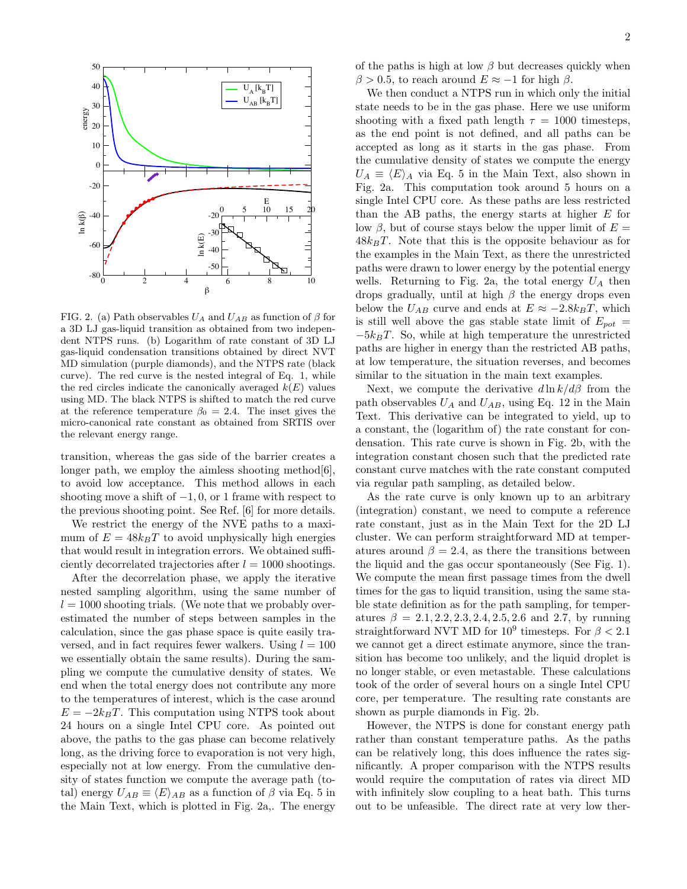FIG. 2. (a) Path observables $U_A$ and $U_{AB}$ as function of $\beta$ for a 3D LJ gas-liquid transition as obtained from two independent NTPS runs. (b) Logarithm of rate constant of 3D LJ gas-liquid condensation transitions obtained by direct NVT MD simulation (purple diamonds), and the NTPS rate (black curve). The red curve is the nested integral of Eq. 1, while the red circles indicate the canonically averaged $k(E)$ values using MD. The black NTPS is shifted to match the red curve at the reference temperature $\beta_0 = 2.4$. The inset gives the micro-canonical rate constant as obtained from SRTIS over the relevant energy range.

transition, whereas the gas side of the barrier creates a longer path, we employ the aimless shooting method[6], to avoid low acceptance. This method allows in each shooting move a shift of $-1, 0$, or $1$ frame with respect to the previous shooting point. See Ref. [6] for more details.

We restrict the energy of the NVE paths to a maximum of $E = 48k_BT$ to avoid unphysically high energies that would result in integration errors. We obtained sufficiently decorrelated trajectories after $l = 1000$ shootings.

After the decorrelation phase, we apply the iterative nested sampling algorithm, using the same number of $l = 1000$ shooting trials. (We note that we probably overestimated the number of steps between samples in the calculation, since the gas phase space is quite easily traversed, and in fact requires fewer walkers. Using $l = 100$ we essentially obtain the same results). During the sampling we compute the cumulative density of states. We end when the total energy does not contribute any more to the temperatures of interest, which is the case around $E = -2k_BT$. This computation using NTPS took about 24 hours on a single Intel CPU core. As pointed out above, the paths to the gas phase can become relatively long, as the driving force to evaporation is not very high, especially not at low energy. From the cumulative density of states function we compute the average path (total) energy $U_{AB} \equiv \langle E \rangle_{AB}$ as a function of $\beta$ via Eq. 5 in the Main Text, which is plotted in Fig. 2a,. The energy of the paths is high at low $\beta$ but decreases quickly when $\beta > 0.5$, to reach around $E \approx -1$ for high $\beta$.

We then conduct a NTPS run in which only the initial state needs to be in the gas phase. Here we use uniform shooting with a fixed path length $\tau = 1000$ timesteps, as the end point is not defined, and all paths can be accepted as long as it starts in the gas phase. From the cumulative density of states we compute the energy $U_A \equiv \langle E \rangle_A$ via Eq. 5 in the Main Text, also shown in Fig. 2a. This computation took around 5 hours on a single Intel CPU core. As these paths are less restricted than the AB paths, the energy starts at higher $E$ for low $\beta$, but of course stays below the upper limit of $E = 48k_BT$. Note that this is the opposite behaviour as for the examples in the Main Text, as there the unrestricted paths were drawn to lower energy by the potential energy wells. Returning to Fig. 2a, the total energy $U_A$ then drops gradually, until at high $\beta$ the energy drops even below the $U_{AB}$ curve and ends at $E \approx -2.8k_BT$, which is still well above the gas stable state limit of $E_{pot} = -5k_BT$. So, while at high temperature the unrestricted paths are higher in energy than the restricted AB paths, at low temperature, the situation reverses, and becomes similar to the situation in the main text examples.

Next, we compute the derivative $d\ln k/d\beta$ from the path observables $U_A$ and $U_{AB}$, using Eq. 12 in the Main Text. This derivative can be integrated to yield, up to a constant, the (logarithm of) the rate constant for condensation. This rate curve is shown in Fig. 2b, with the integration constant chosen such that the predicted rate constant curve matches with the rate constant computed via regular path sampling, as detailed below.

As the rate curve is only known up to an arbitrary (integration) constant, we need to compute a reference rate constant, just as in the Main Text for the 2D LJ cluster. We can perform straightforward MD at temperatures around $\beta = 2.4$, as there the transitions between the liquid and the gas occur spontaneously (See Fig. 1). We compute the mean first passage times from the dwell times for the gas to liquid transition, using the same stable state definition as for the path sampling, for temperatures $\beta = 2.1, 2.2, 2.3, 2.4, 2.5, 2.6$ and $2.7$, by running straightforward NVT MD for $10^9$ timesteps. For $\beta < 2.1$ we cannot get a direct estimate anymore, since the transition has become too unlikely, and the liquid droplet is no longer stable, or even metastable. These calculations took of the order of several hours on a single Intel CPU core, per temperature. The resulting rate constants are shown as purple diamonds in Fig. 2b.

However, the NTPS is done for constant energy path rather than constant temperature paths. As the paths can be relatively long, this does influence the rates significantly. A proper comparison with the NTPS results would require the computation of rates via direct MD with infinitely slow coupling to a heat bath. This turns out to be unfeasible. The direct rate at very low ther-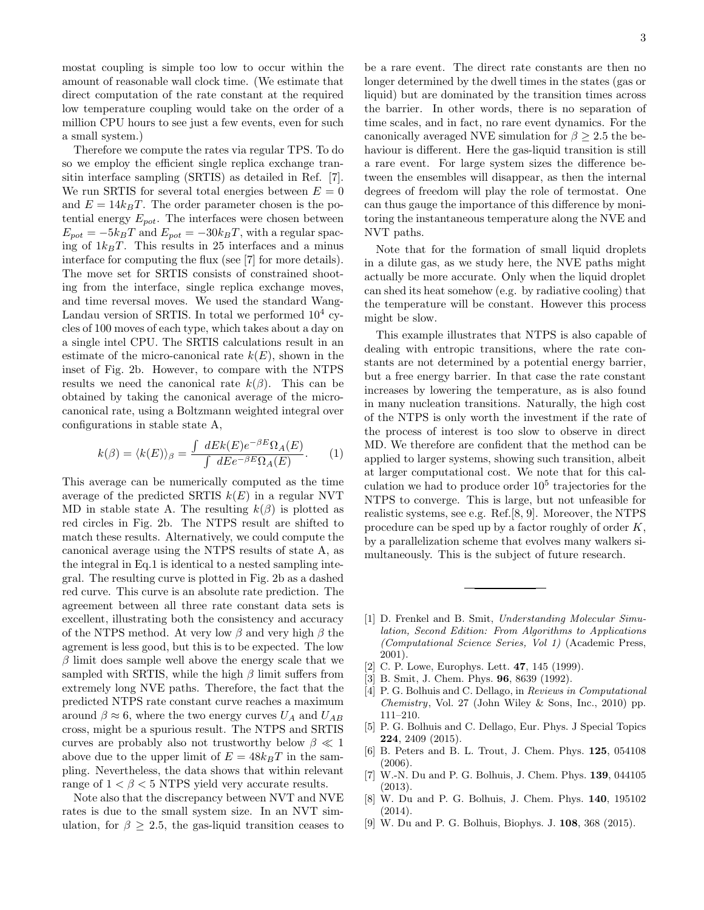mostat coupling is simple too low to occur within the amount of reasonable wall clock time. (We estimate that direct computation of the rate constant at the required low temperature coupling would take on the order of a million CPU hours to see just a few events, even for such a small system.)

Therefore we compute the rates via regular TPS. To do so we employ the efficient single replica exchange transitin interface sampling (SRTIS) as detailed in Ref. [7]. We run SRTIS for several total energies between $E = 0$ and $E = 14k_BT$. The order parameter chosen is the potential energy $E_{pot}$. The interfaces were chosen between $E_{pot} = -5k_BT$ and $E_{pot} = -30k_BT$, with a regular spacing of $1k_BT$. This results in 25 interfaces and a minus interface for computing the flux (see [7] for more details). The move set for SRTIS consists of constrained shooting from the interface, single replica exchange moves, and time reversal moves. We used the standard Wang-Landau version of SRTIS. In total we performed $10^4$ cycles of 100 moves of each type, which takes about a day on a single intel CPU. The SRTIS calculations result in an estimate of the micro-canonical rate $k(E)$, shown in the inset of Fig. 2b. However, to compare with the NTPS results we need the canonical rate $k(\beta)$. This can be obtained by taking the canonical average of the micro-canonical rate, using a Boltzmann weighted integral over configurations in stable state A,

$$k(\beta) = \langle k(E) \rangle_\beta = \frac{\int \, dE k(E) e^{-\beta E} \Omega_A(E)}{\int \, dE e^{-\beta E} \Omega_A(E)}. \qquad (1)$$

This average can be numerically computed as the time average of the predicted SRTIS $k(E)$ in a regular NVT MD in stable state A. The resulting $k(\beta)$ is plotted as red circles in Fig. 2b. The NTPS result are shifted to match these results. Alternatively, we could compute the canonical average using the NTPS results of state A, as the integral in Eq.1 is identical to a nested sampling integral. The resulting curve is plotted in Fig. 2b as a dashed red curve. This curve is an absolute rate prediction. The agreement between all three rate constant data sets is excellent, illustrating both the consistency and accuracy of the NTPS method. At very low $\beta$ and very high $\beta$ the agrement is less good, but this is to be expected. The low $\beta$ limit does sample well above the energy scale that we sampled with SRTIS, while the high $\beta$ limit suffers from extremely long NVE paths. Therefore, the fact that the predicted NTPS rate constant curve reaches a maximum around $\beta \approx 6$, where the two energy curves $U_A$ and $U_{AB}$ cross, might be a spurious result. The NTPS and SRTIS curves are probably also not trustworthy below $\beta \ll 1$ above due to the upper limit of $E = 48k_BT$ in the sampling. Nevertheless, the data shows that within relevant range of $1 < \beta < 5$ NTPS yield very accurate results.

Note also that the discrepancy between NVT and NVE rates is due to the small system size. In an NVT simulation, for $\beta \geq 2.5$, the gas-liquid transition ceases to be a rare event. The direct rate constants are then no longer determined by the dwell times in the states (gas or liquid) but are dominated by the transition times across the barrier. In other words, there is no separation of time scales, and in fact, no rare event dynamics. For the canonically averaged NVE simulation for $\beta \geq 2.5$ the behaviour is different. Here the gas-liquid transition is still a rare event. For large system sizes the difference between the ensembles will disappear, as then the internal degrees of freedom will play the role of termostat. One can thus gauge the importance of this difference by monitoring the instantaneous temperature along the NVE and NVT paths.

Note that for the formation of small liquid droplets in a dilute gas, as we study here, the NVE paths might actually be more accurate. Only when the liquid droplet can shed its heat somehow (e.g. by radiative cooling) that the temperature will be constant. However this process might be slow.

This example illustrates that NTPS is also capable of dealing with entropic transitions, where the rate constants are not determined by a potential energy barrier, but a free energy barrier. In that case the rate constant increases by lowering the temperature, as is also found in many nucleation transitions. Naturally, the high cost of the NTPS is only worth the investment if the rate of the process of interest is too slow to observe in direct MD. We therefore are confident that the method can be applied to larger systems, showing such transition, albeit at larger computational cost. We note that for this calculation we had to produce order $10^5$ trajectories for the NTPS to converge. This is large, but not unfeasible for realistic systems, see e.g. Ref.[8, 9]. Moreover, the NTPS procedure can be sped up by a factor roughly of order $K$, by a parallelization scheme that evolves many walkers simultaneously. This is the subject of future research.

---

[1] D. Frenkel and B. Smit, *Understanding Molecular Simulation, Second Edition: From Algorithms to Applications (Computational Science Series, Vol 1)* (Academic Press, 2001).

[2] C. P. Lowe, Europhys. Lett. **47**, 145 (1999).

[3] B. Smit, J. Chem. Phys. **96**, 8639 (1992).

[4] P. G. Bolhuis and C. Dellago, in *Reviews in Computational Chemistry*, Vol. 27 (John Wiley & Sons, Inc., 2010) pp. 111–210.

[5] P. G. Bolhuis and C. Dellago, Eur. Phys. J Special Topics **224**, 2409 (2015).

[6] B. Peters and B. L. Trout, J. Chem. Phys. **125**, 054108 (2006).

[7] W.-N. Du and P. G. Bolhuis, J. Chem. Phys. **139**, 044105 (2013).

[8] W. Du and P. G. Bolhuis, J. Chem. Phys. **140**, 195102 (2014).

[9] W. Du and P. G. Bolhuis, Biophys. J. **108**, 368 (2015).